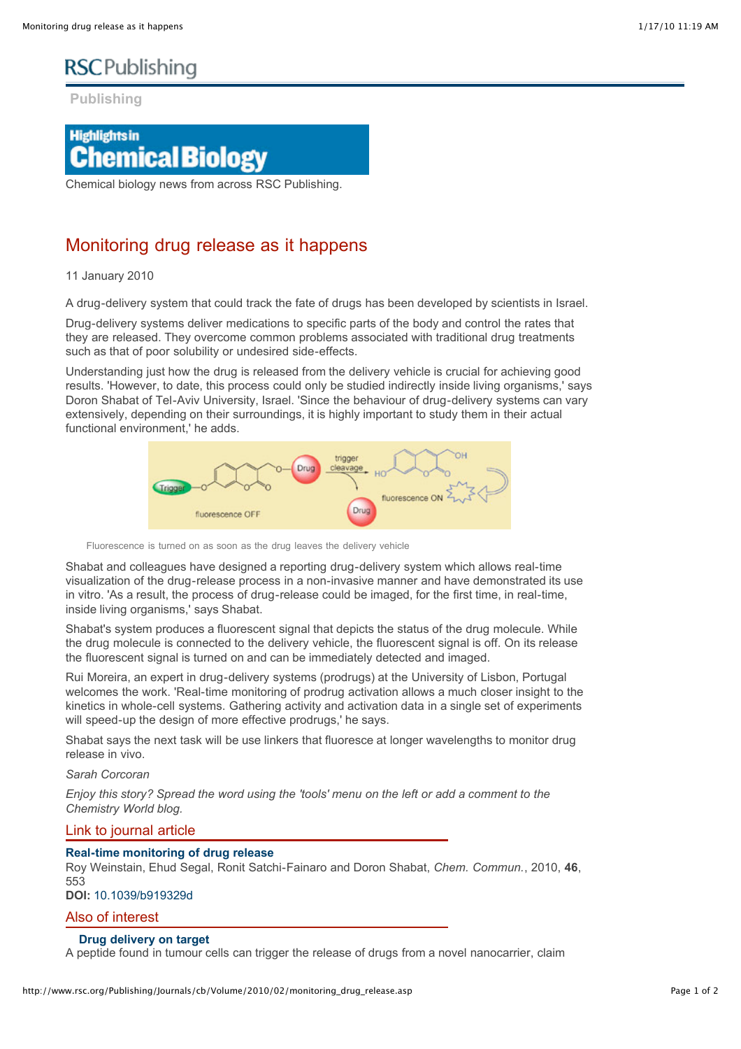**RSC Publishing**

Publishing

**Highlights in Chemical Biology**

Chemical biology news from across RSC Publishing.

# Monitoring drug release as it happens

11 January 2010

A drug-delivery system that could track the fate of drugs has been developed by scientists in Israel.

Drug-delivery systems deliver medications to specific parts of the body and control the rates that they are released. They overcome common problems associated with traditional drug treatments such as that of poor solubility or undesired side-effects.

Understanding just how the drug is released from the delivery vehicle is crucial for achieving good results. 'However, to date, this process could only be studied indirectly inside living organisms,' says Doron Shabat of Tel-Aviv University, Israel. 'Since the behaviour of drug-delivery systems can vary extensively, depending on their surroundings, it is highly important to study them in their actual functional environment,' he adds.

Fluorescence is turned on as soon as the drug leaves the delivery vehicle

Shabat and colleagues have designed a reporting drug-delivery system which allows real-time visualization of the drug-release process in a non-invasive manner and have demonstrated its use in vitro. 'As a result, the process of drug-release could be imaged, for the first time, in real-time, inside living organisms,' says Shabat.

Shabat's system produces a fluorescent signal that depicts the status of the drug molecule. While the drug molecule is connected to the delivery vehicle, the fluorescent signal is off. On its release the fluorescent signal is turned on and can be immediately detected and imaged.

Rui Moreira, an expert in drug-delivery systems (prodrugs) at the University of Lisbon, Portugal welcomes the work. 'Real-time monitoring of prodrug activation allows a much closer insight to the kinetics in whole-cell systems. Gathering activity and activation data in a single set of experiments will speed-up the design of more effective prodrugs,' he says.

Shabat says the next task will be use linkers that fluoresce at longer wavelengths to monitor drug release in vivo.

*Sarah Corcoran*

*Enjoy this story? Spread the word using the 'tools' menu on the left or add a comment to the Chemistry World blog.*

## Link to journal article

**Real-time monitoring of drug release**
Roy Weinstain, Ehud Segal, Ronit Satchi-Fainaro and Doron Shabat, *Chem. Commun.*, 2010, **46**, 553
**DOI:** 10.1039/b919329d

## Also of interest

**Drug delivery on target**
A peptide found in tumour cells can trigger the release of drugs from a novel nanocarrier, claim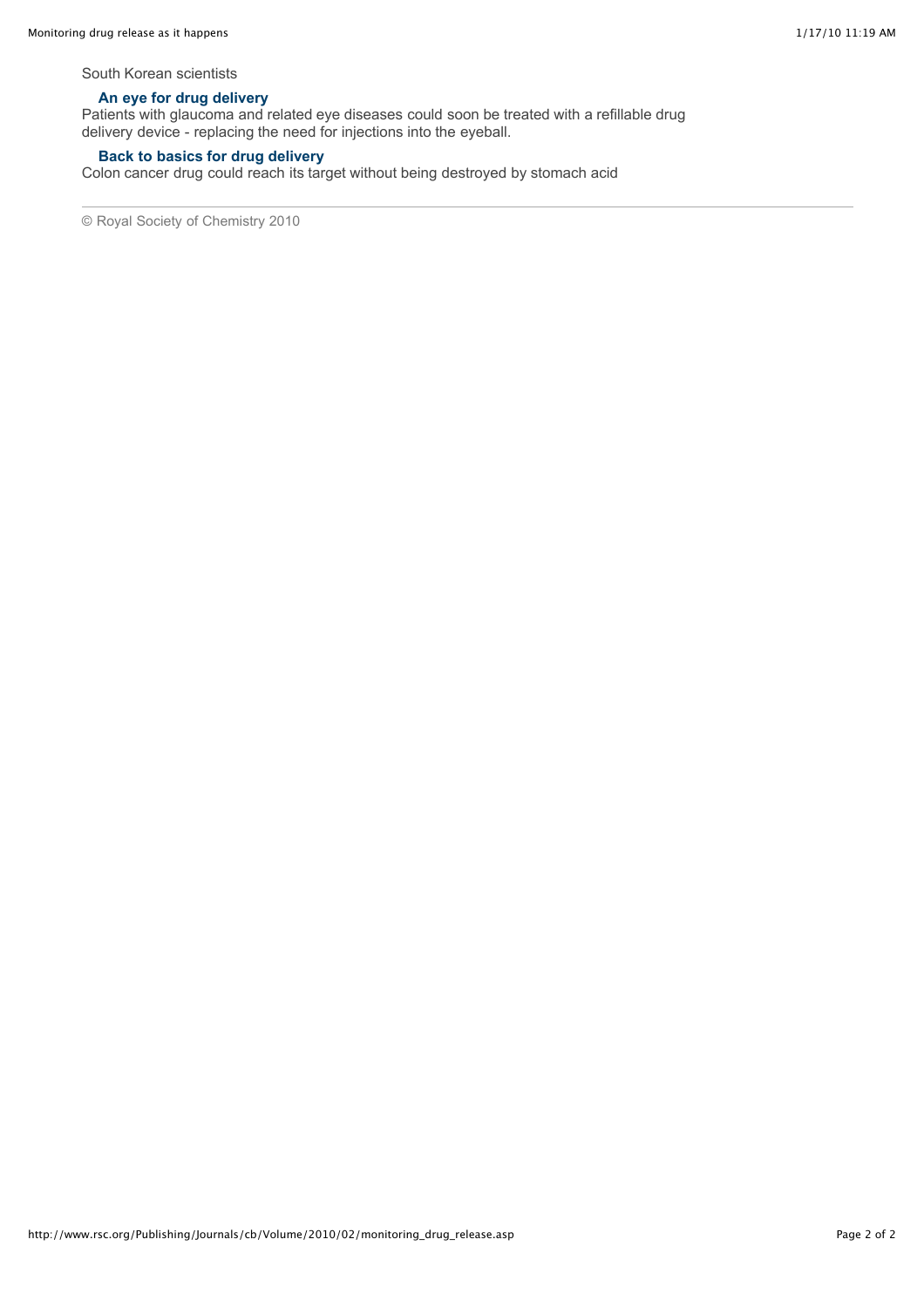South Korean scientists

**An eye for drug delivery**

Patients with glaucoma and related eye diseases could soon be treated with a refillable drug delivery device - replacing the need for injections into the eyeball.

**Back to basics for drug delivery**

Colon cancer drug could reach its target without being destroyed by stomach acid

---

© Royal Society of Chemistry 2010